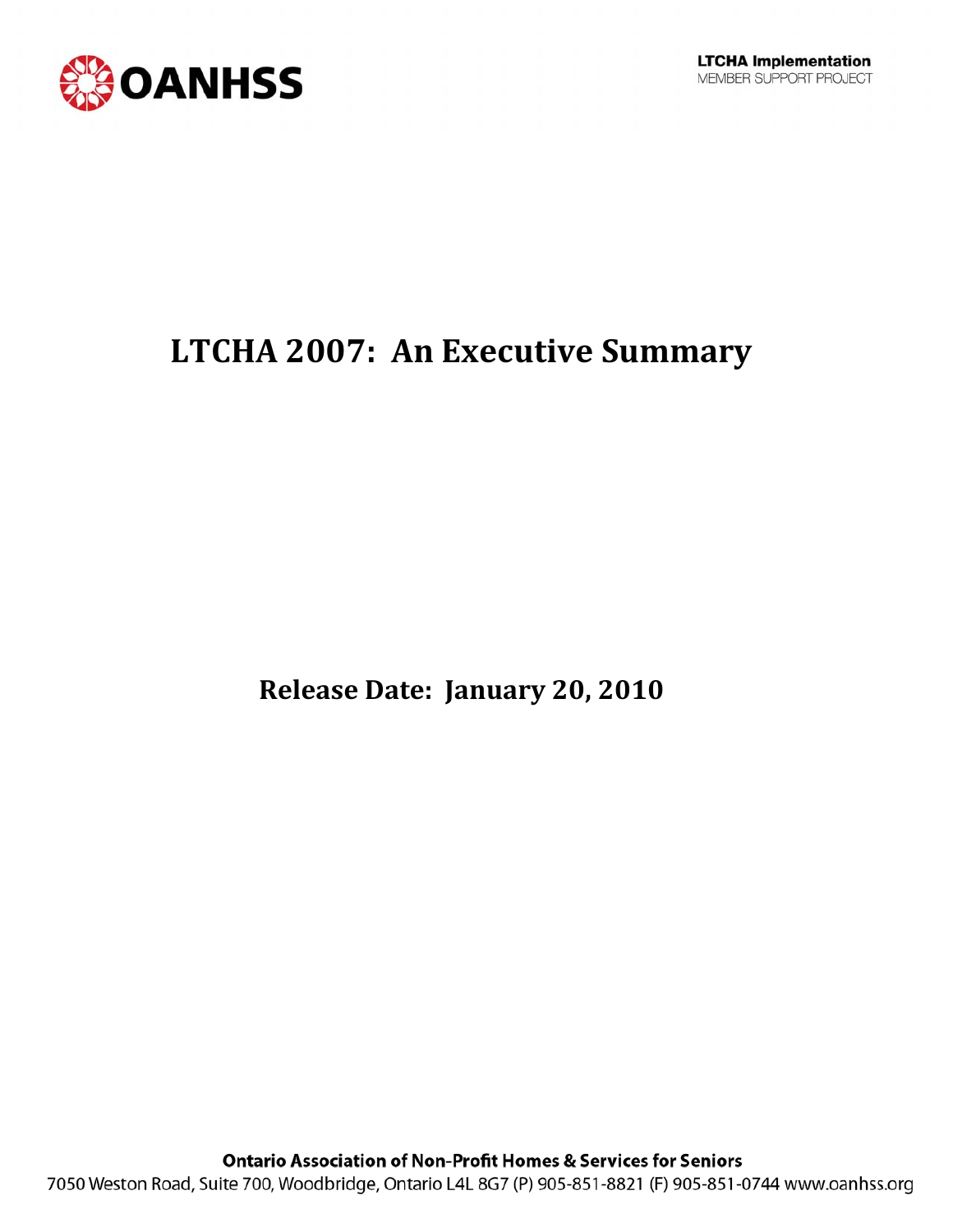OANHSS

**LTCHA Implementation**
MEMBER SUPPORT PROJECT

# LTCHA 2007: An Executive Summary

**Release Date: January 20, 2010**

**Ontario Association of Non-Profit Homes & Services for Seniors**
7050 Weston Road, Suite 700, Woodbridge, Ontario L4L 8G7 (P) 905-851-8821 (F) 905-851-0744 www.oanhss.org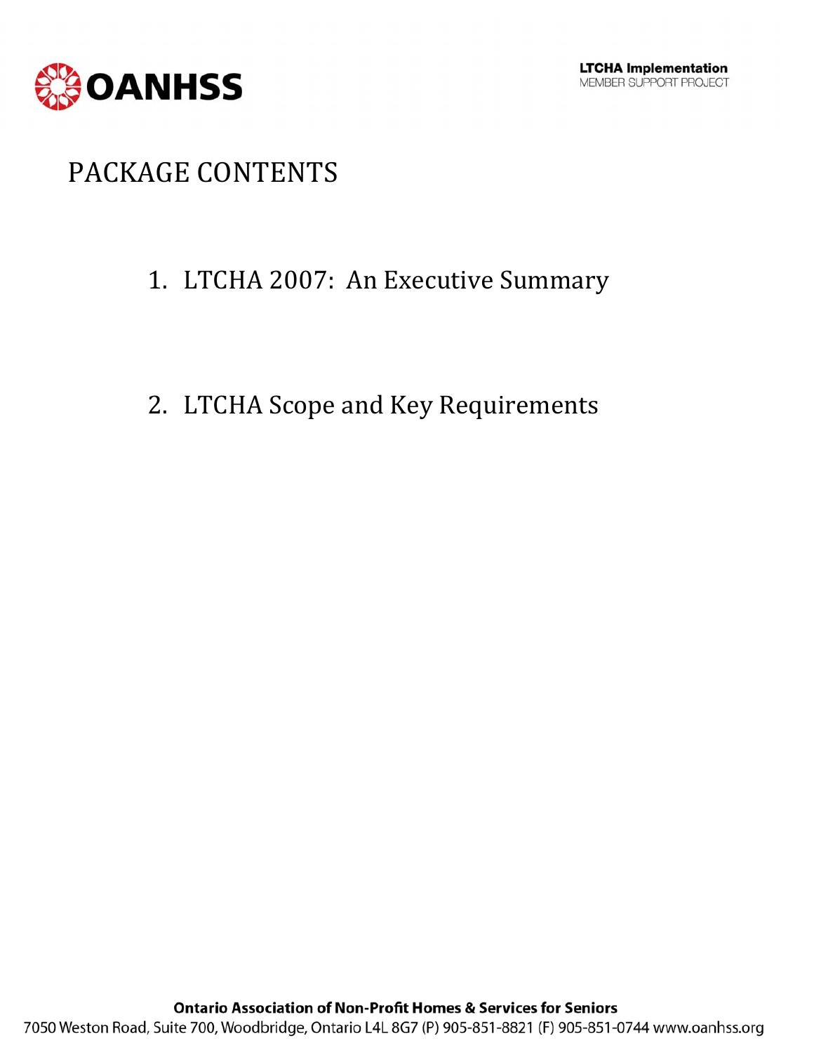# PACKAGE CONTENTS

1. LTCHA 2007: An Executive Summary

2. LTCHA Scope and Key Requirements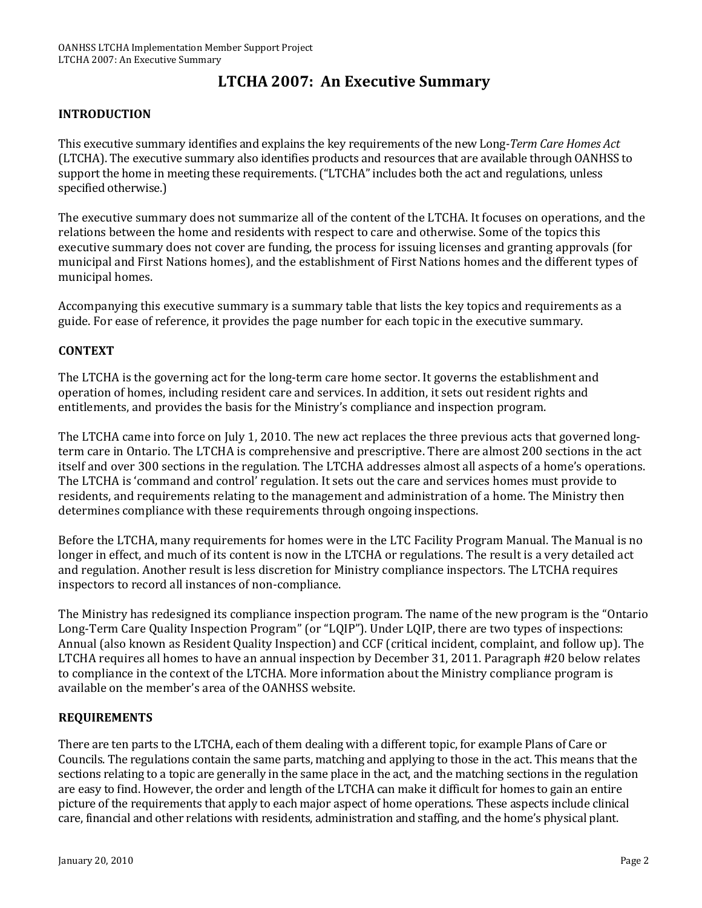# LTCHA 2007: An Executive Summary

## INTRODUCTION

This executive summary identifies and explains the key requirements of the new Long-*Term Care Homes Act* (LTCHA). The executive summary also identifies products and resources that are available through OANHSS to support the home in meeting these requirements. ("LTCHA" includes both the act and regulations, unless specified otherwise.)

The executive summary does not summarize all of the content of the LTCHA. It focuses on operations, and the relations between the home and residents with respect to care and otherwise. Some of the topics this executive summary does not cover are funding, the process for issuing licenses and granting approvals (for municipal and First Nations homes), and the establishment of First Nations homes and the different types of municipal homes.

Accompanying this executive summary is a summary table that lists the key topics and requirements as a guide. For ease of reference, it provides the page number for each topic in the executive summary.

## CONTEXT

The LTCHA is the governing act for the long-term care home sector. It governs the establishment and operation of homes, including resident care and services. In addition, it sets out resident rights and entitlements, and provides the basis for the Ministry's compliance and inspection program.

The LTCHA came into force on July 1, 2010. The new act replaces the three previous acts that governed long-term care in Ontario. The LTCHA is comprehensive and prescriptive. There are almost 200 sections in the act itself and over 300 sections in the regulation. The LTCHA addresses almost all aspects of a home's operations. The LTCHA is 'command and control' regulation. It sets out the care and services homes must provide to residents, and requirements relating to the management and administration of a home. The Ministry then determines compliance with these requirements through ongoing inspections.

Before the LTCHA, many requirements for homes were in the LTC Facility Program Manual. The Manual is no longer in effect, and much of its content is now in the LTCHA or regulations. The result is a very detailed act and regulation. Another result is less discretion for Ministry compliance inspectors. The LTCHA requires inspectors to record all instances of non-compliance.

The Ministry has redesigned its compliance inspection program. The name of the new program is the "Ontario Long-Term Care Quality Inspection Program" (or "LQIP"). Under LQIP, there are two types of inspections: Annual (also known as Resident Quality Inspection) and CCF (critical incident, complaint, and follow up). The LTCHA requires all homes to have an annual inspection by December 31, 2011. Paragraph #20 below relates to compliance in the context of the LTCHA. More information about the Ministry compliance program is available on the member's area of the OANHSS website.

## REQUIREMENTS

There are ten parts to the LTCHA, each of them dealing with a different topic, for example Plans of Care or Councils. The regulations contain the same parts, matching and applying to those in the act. This means that the sections relating to a topic are generally in the same place in the act, and the matching sections in the regulation are easy to find. However, the order and length of the LTCHA can make it difficult for homes to gain an entire picture of the requirements that apply to each major aspect of home operations. These aspects include clinical care, financial and other relations with residents, administration and staffing, and the home's physical plant.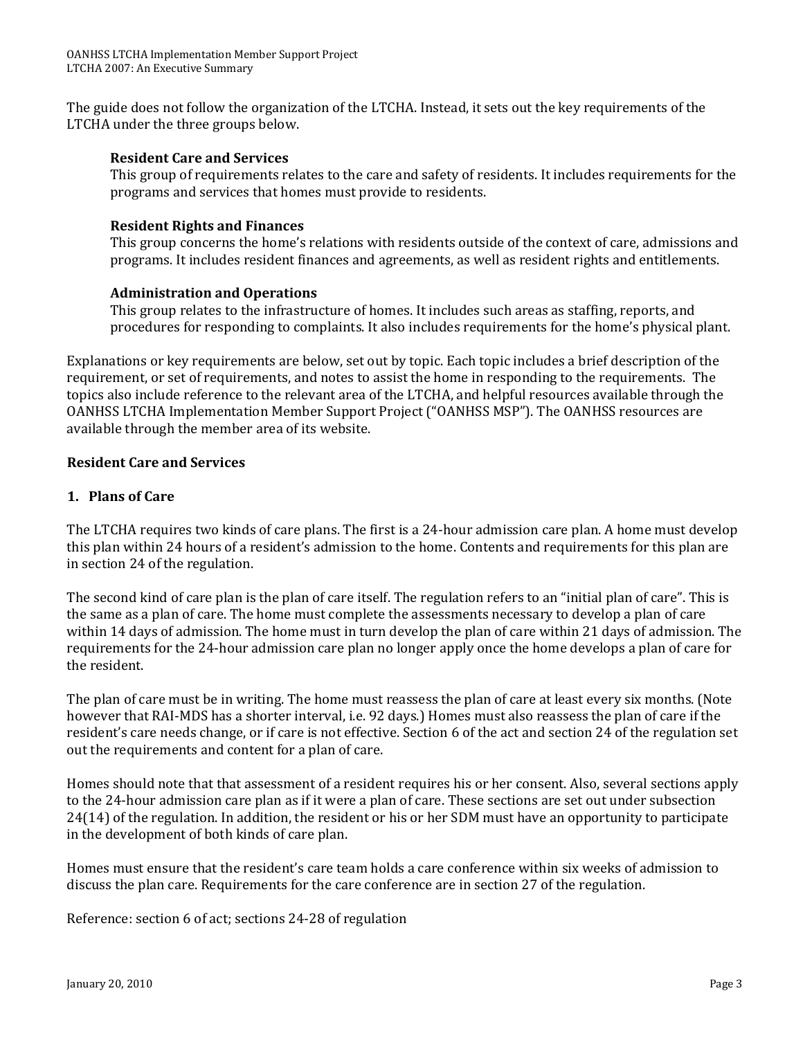The guide does not follow the organization of the LTCHA. Instead, it sets out the key requirements of the LTCHA under the three groups below.

**Resident Care and Services**
This group of requirements relates to the care and safety of residents. It includes requirements for the programs and services that homes must provide to residents.

**Resident Rights and Finances**
This group concerns the home's relations with residents outside of the context of care, admissions and programs. It includes resident finances and agreements, as well as resident rights and entitlements.

**Administration and Operations**
This group relates to the infrastructure of homes. It includes such areas as staffing, reports, and procedures for responding to complaints. It also includes requirements for the home's physical plant.

Explanations or key requirements are below, set out by topic. Each topic includes a brief description of the requirement, or set of requirements, and notes to assist the home in responding to the requirements. The topics also include reference to the relevant area of the LTCHA, and helpful resources available through the OANHSS LTCHA Implementation Member Support Project ("OANHSS MSP"). The OANHSS resources are available through the member area of its website.

## Resident Care and Services

### 1. Plans of Care

The LTCHA requires two kinds of care plans. The first is a 24-hour admission care plan. A home must develop this plan within 24 hours of a resident's admission to the home. Contents and requirements for this plan are in section 24 of the regulation.

The second kind of care plan is the plan of care itself. The regulation refers to an "initial plan of care". This is the same as a plan of care. The home must complete the assessments necessary to develop a plan of care within 14 days of admission. The home must in turn develop the plan of care within 21 days of admission. The requirements for the 24-hour admission care plan no longer apply once the home develops a plan of care for the resident.

The plan of care must be in writing. The home must reassess the plan of care at least every six months. (Note however that RAI-MDS has a shorter interval, i.e. 92 days.) Homes must also reassess the plan of care if the resident's care needs change, or if care is not effective. Section 6 of the act and section 24 of the regulation set out the requirements and content for a plan of care.

Homes should note that that assessment of a resident requires his or her consent. Also, several sections apply to the 24-hour admission care plan as if it were a plan of care. These sections are set out under subsection 24(14) of the regulation. In addition, the resident or his or her SDM must have an opportunity to participate in the development of both kinds of care plan.

Homes must ensure that the resident's care team holds a care conference within six weeks of admission to discuss the plan care. Requirements for the care conference are in section 27 of the regulation.

Reference: section 6 of act; sections 24-28 of regulation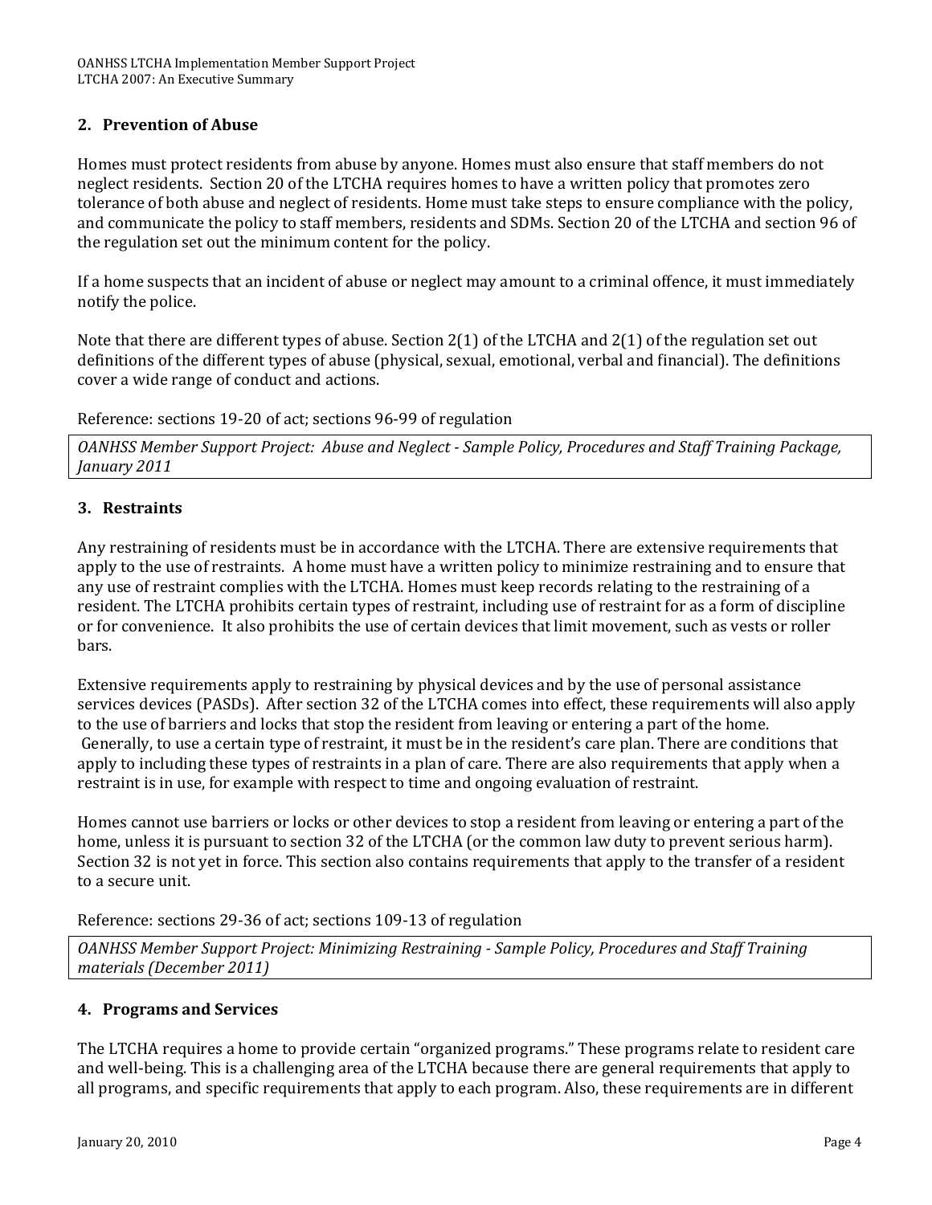## 2. Prevention of Abuse

Homes must protect residents from abuse by anyone. Homes must also ensure that staff members do not neglect residents. Section 20 of the LTCHA requires homes to have a written policy that promotes zero tolerance of both abuse and neglect of residents. Home must take steps to ensure compliance with the policy, and communicate the policy to staff members, residents and SDMs. Section 20 of the LTCHA and section 96 of the regulation set out the minimum content for the policy.

If a home suspects that an incident of abuse or neglect may amount to a criminal offence, it must immediately notify the police.

Note that there are different types of abuse. Section 2(1) of the LTCHA and 2(1) of the regulation set out definitions of the different types of abuse (physical, sexual, emotional, verbal and financial). The definitions cover a wide range of conduct and actions.

Reference: sections 19-20 of act; sections 96-99 of regulation

*OANHSS Member Support Project: Abuse and Neglect - Sample Policy, Procedures and Staff Training Package, January 2011*

## 3. Restraints

Any restraining of residents must be in accordance with the LTCHA. There are extensive requirements that apply to the use of restraints. A home must have a written policy to minimize restraining and to ensure that any use of restraint complies with the LTCHA. Homes must keep records relating to the restraining of a resident. The LTCHA prohibits certain types of restraint, including use of restraint for as a form of discipline or for convenience. It also prohibits the use of certain devices that limit movement, such as vests or roller bars.

Extensive requirements apply to restraining by physical devices and by the use of personal assistance services devices (PASDs). After section 32 of the LTCHA comes into effect, these requirements will also apply to the use of barriers and locks that stop the resident from leaving or entering a part of the home. Generally, to use a certain type of restraint, it must be in the resident's care plan. There are conditions that apply to including these types of restraints in a plan of care. There are also requirements that apply when a restraint is in use, for example with respect to time and ongoing evaluation of restraint.

Homes cannot use barriers or locks or other devices to stop a resident from leaving or entering a part of the home, unless it is pursuant to section 32 of the LTCHA (or the common law duty to prevent serious harm). Section 32 is not yet in force. This section also contains requirements that apply to the transfer of a resident to a secure unit.

Reference: sections 29-36 of act; sections 109-13 of regulation

*OANHSS Member Support Project: Minimizing Restraining - Sample Policy, Procedures and Staff Training materials (December 2011)*

## 4. Programs and Services

The LTCHA requires a home to provide certain "organized programs." These programs relate to resident care and well-being. This is a challenging area of the LTCHA because there are general requirements that apply to all programs, and specific requirements that apply to each program. Also, these requirements are in different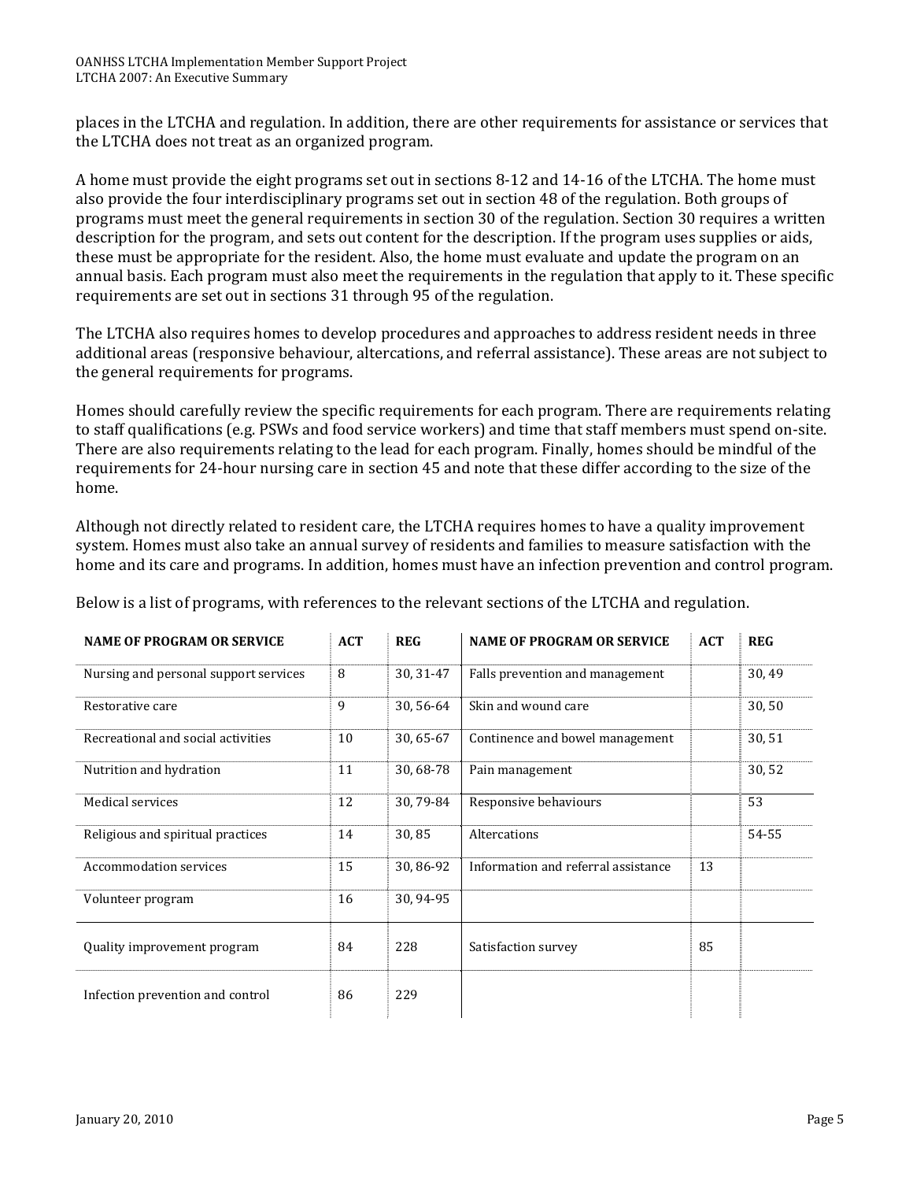places in the LTCHA and regulation. In addition, there are other requirements for assistance or services that the LTCHA does not treat as an organized program.

A home must provide the eight programs set out in sections 8-12 and 14-16 of the LTCHA. The home must also provide the four interdisciplinary programs set out in section 48 of the regulation. Both groups of programs must meet the general requirements in section 30 of the regulation. Section 30 requires a written description for the program, and sets out content for the description. If the program uses supplies or aids, these must be appropriate for the resident. Also, the home must evaluate and update the program on an annual basis. Each program must also meet the requirements in the regulation that apply to it. These specific requirements are set out in sections 31 through 95 of the regulation.

The LTCHA also requires homes to develop procedures and approaches to address resident needs in three additional areas (responsive behaviour, altercations, and referral assistance). These areas are not subject to the general requirements for programs.

Homes should carefully review the specific requirements for each program. There are requirements relating to staff qualifications (e.g. PSWs and food service workers) and time that staff members must spend on-site. There are also requirements relating to the lead for each program. Finally, homes should be mindful of the requirements for 24-hour nursing care in section 45 and note that these differ according to the size of the home.

Although not directly related to resident care, the LTCHA requires homes to have a quality improvement system. Homes must also take an annual survey of residents and families to measure satisfaction with the home and its care and programs. In addition, homes must have an infection prevention and control program.

Below is a list of programs, with references to the relevant sections of the LTCHA and regulation.

| NAME OF PROGRAM OR SERVICE | ACT | REG | NAME OF PROGRAM OR SERVICE | ACT | REG |
|---|---|---|---|---|---|
| Nursing and personal support services | 8 | 30, 31-47 | Falls prevention and management | | 30, 49 |
| Restorative care | 9 | 30, 56-64 | Skin and wound care | | 30, 50 |
| Recreational and social activities | 10 | 30, 65-67 | Continence and bowel management | | 30, 51 |
| Nutrition and hydration | 11 | 30, 68-78 | Pain management | | 30, 52 |
| Medical services | 12 | 30, 79-84 | Responsive behaviours | | 53 |
| Religious and spiritual practices | 14 | 30, 85 | Altercations | | 54-55 |
| Accommodation services | 15 | 30, 86-92 | Information and referral assistance | 13 | |
| Volunteer program | 16 | 30, 94-95 | | | |
| Quality improvement program | 84 | 228 | Satisfaction survey | 85 | |
| Infection prevention and control | 86 | 229 | | | |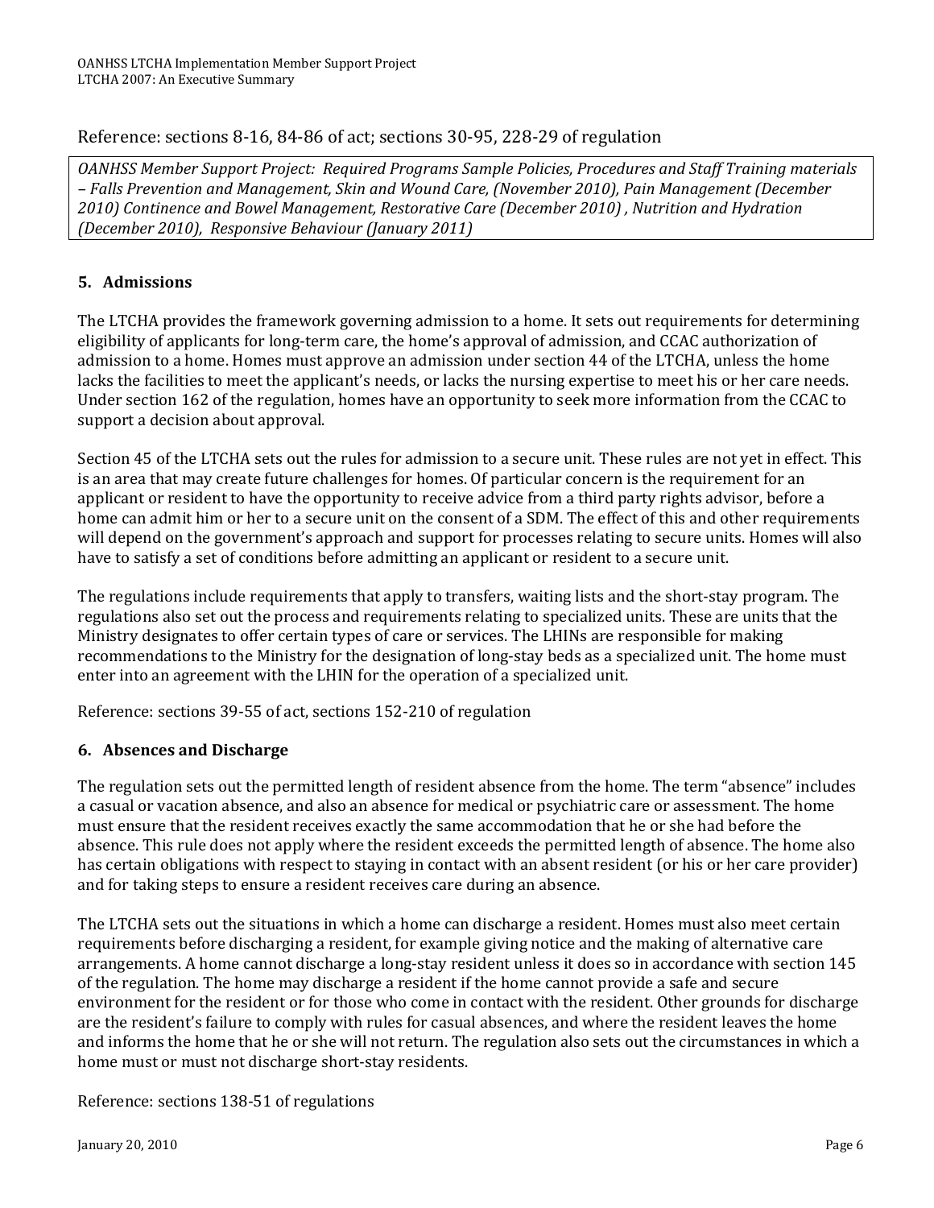Reference: sections 8-16, 84-86 of act; sections 30-95, 228-29 of regulation

*OANHSS Member Support Project: Required Programs Sample Policies, Procedures and Staff Training materials – Falls Prevention and Management, Skin and Wound Care, (November 2010), Pain Management (December 2010) Continence and Bowel Management, Restorative Care (December 2010) , Nutrition and Hydration (December 2010), Responsive Behaviour (January 2011)*

### 5. Admissions

The LTCHA provides the framework governing admission to a home. It sets out requirements for determining eligibility of applicants for long-term care, the home's approval of admission, and CCAC authorization of admission to a home. Homes must approve an admission under section 44 of the LTCHA, unless the home lacks the facilities to meet the applicant's needs, or lacks the nursing expertise to meet his or her care needs. Under section 162 of the regulation, homes have an opportunity to seek more information from the CCAC to support a decision about approval.

Section 45 of the LTCHA sets out the rules for admission to a secure unit. These rules are not yet in effect. This is an area that may create future challenges for homes. Of particular concern is the requirement for an applicant or resident to have the opportunity to receive advice from a third party rights advisor, before a home can admit him or her to a secure unit on the consent of a SDM. The effect of this and other requirements will depend on the government's approach and support for processes relating to secure units. Homes will also have to satisfy a set of conditions before admitting an applicant or resident to a secure unit.

The regulations include requirements that apply to transfers, waiting lists and the short-stay program. The regulations also set out the process and requirements relating to specialized units. These are units that the Ministry designates to offer certain types of care or services. The LHINs are responsible for making recommendations to the Ministry for the designation of long-stay beds as a specialized unit. The home must enter into an agreement with the LHIN for the operation of a specialized unit.

Reference: sections 39-55 of act, sections 152-210 of regulation

### 6. Absences and Discharge

The regulation sets out the permitted length of resident absence from the home. The term "absence" includes a casual or vacation absence, and also an absence for medical or psychiatric care or assessment. The home must ensure that the resident receives exactly the same accommodation that he or she had before the absence. This rule does not apply where the resident exceeds the permitted length of absence. The home also has certain obligations with respect to staying in contact with an absent resident (or his or her care provider) and for taking steps to ensure a resident receives care during an absence.

The LTCHA sets out the situations in which a home can discharge a resident. Homes must also meet certain requirements before discharging a resident, for example giving notice and the making of alternative care arrangements. A home cannot discharge a long-stay resident unless it does so in accordance with section 145 of the regulation. The home may discharge a resident if the home cannot provide a safe and secure environment for the resident or for those who come in contact with the resident. Other grounds for discharge are the resident's failure to comply with rules for casual absences, and where the resident leaves the home and informs the home that he or she will not return. The regulation also sets out the circumstances in which a home must or must not discharge short-stay residents.

Reference: sections 138-51 of regulations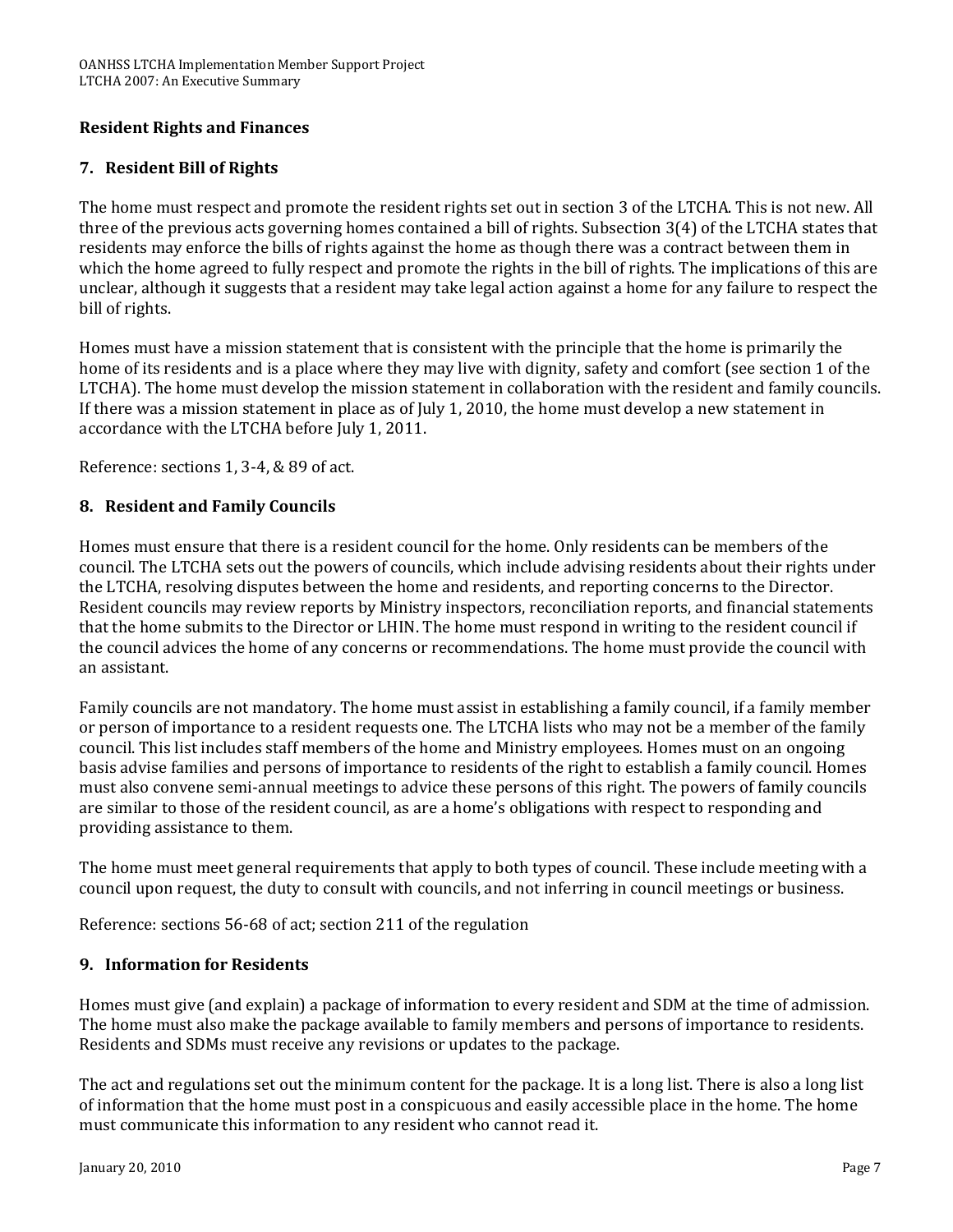## Resident Rights and Finances

### 7. Resident Bill of Rights

The home must respect and promote the resident rights set out in section 3 of the LTCHA. This is not new. All three of the previous acts governing homes contained a bill of rights. Subsection 3(4) of the LTCHA states that residents may enforce the bills of rights against the home as though there was a contract between them in which the home agreed to fully respect and promote the rights in the bill of rights. The implications of this are unclear, although it suggests that a resident may take legal action against a home for any failure to respect the bill of rights.

Homes must have a mission statement that is consistent with the principle that the home is primarily the home of its residents and is a place where they may live with dignity, safety and comfort (see section 1 of the LTCHA). The home must develop the mission statement in collaboration with the resident and family councils. If there was a mission statement in place as of July 1, 2010, the home must develop a new statement in accordance with the LTCHA before July 1, 2011.

Reference: sections 1, 3-4, & 89 of act.

### 8. Resident and Family Councils

Homes must ensure that there is a resident council for the home. Only residents can be members of the council. The LTCHA sets out the powers of councils, which include advising residents about their rights under the LTCHA, resolving disputes between the home and residents, and reporting concerns to the Director. Resident councils may review reports by Ministry inspectors, reconciliation reports, and financial statements that the home submits to the Director or LHIN. The home must respond in writing to the resident council if the council advices the home of any concerns or recommendations. The home must provide the council with an assistant.

Family councils are not mandatory. The home must assist in establishing a family council, if a family member or person of importance to a resident requests one. The LTCHA lists who may not be a member of the family council. This list includes staff members of the home and Ministry employees. Homes must on an ongoing basis advise families and persons of importance to residents of the right to establish a family council. Homes must also convene semi-annual meetings to advice these persons of this right. The powers of family councils are similar to those of the resident council, as are a home's obligations with respect to responding and providing assistance to them.

The home must meet general requirements that apply to both types of council. These include meeting with a council upon request, the duty to consult with councils, and not inferring in council meetings or business.

Reference: sections 56-68 of act; section 211 of the regulation

### 9. Information for Residents

Homes must give (and explain) a package of information to every resident and SDM at the time of admission. The home must also make the package available to family members and persons of importance to residents. Residents and SDMs must receive any revisions or updates to the package.

The act and regulations set out the minimum content for the package. It is a long list. There is also a long list of information that the home must post in a conspicuous and easily accessible place in the home. The home must communicate this information to any resident who cannot read it.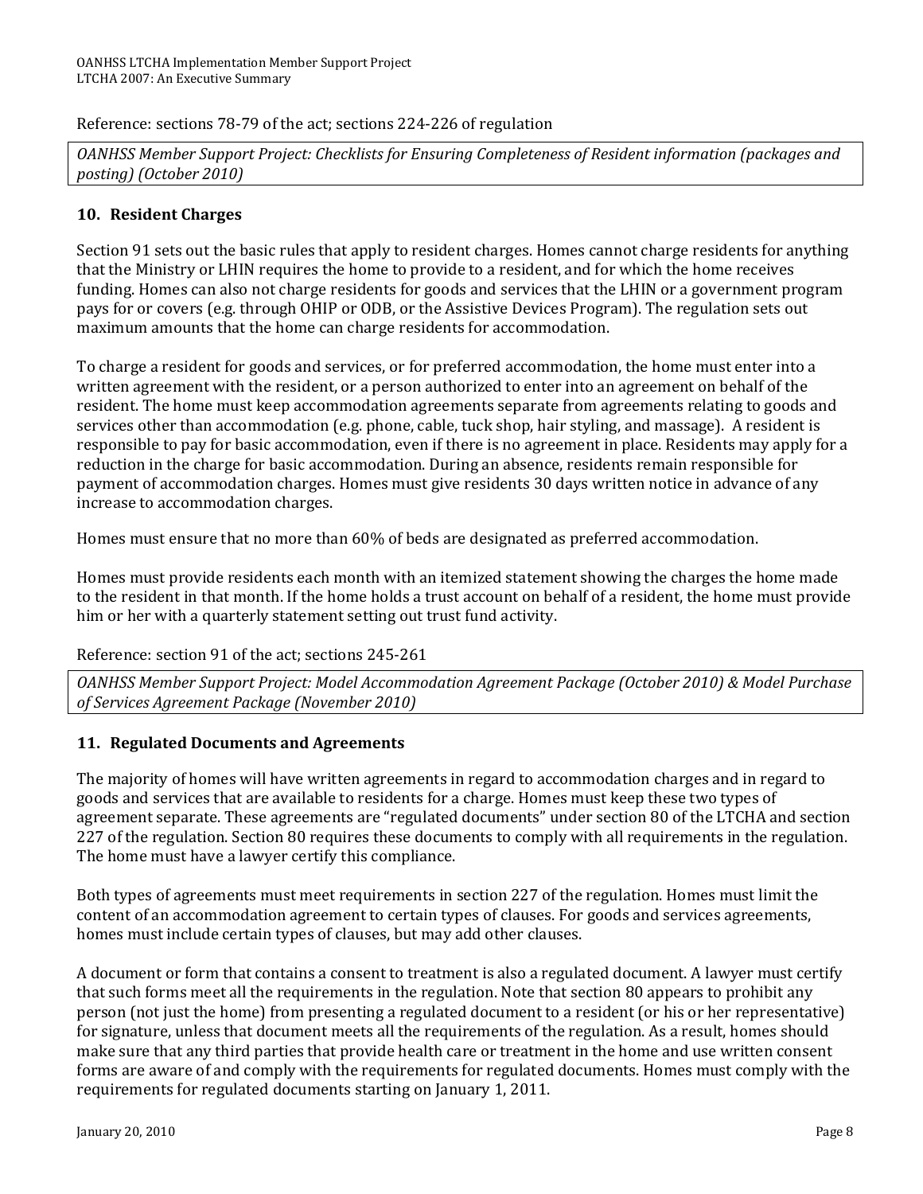Reference: sections 78-79 of the act; sections 224-226 of regulation

*OANHSS Member Support Project: Checklists for Ensuring Completeness of Resident information (packages and posting) (October 2010)*

## 10. Resident Charges

Section 91 sets out the basic rules that apply to resident charges. Homes cannot charge residents for anything that the Ministry or LHIN requires the home to provide to a resident, and for which the home receives funding. Homes can also not charge residents for goods and services that the LHIN or a government program pays for or covers (e.g. through OHIP or ODB, or the Assistive Devices Program). The regulation sets out maximum amounts that the home can charge residents for accommodation.

To charge a resident for goods and services, or for preferred accommodation, the home must enter into a written agreement with the resident, or a person authorized to enter into an agreement on behalf of the resident. The home must keep accommodation agreements separate from agreements relating to goods and services other than accommodation (e.g. phone, cable, tuck shop, hair styling, and massage). A resident is responsible to pay for basic accommodation, even if there is no agreement in place. Residents may apply for a reduction in the charge for basic accommodation. During an absence, residents remain responsible for payment of accommodation charges. Homes must give residents 30 days written notice in advance of any increase to accommodation charges.

Homes must ensure that no more than 60% of beds are designated as preferred accommodation.

Homes must provide residents each month with an itemized statement showing the charges the home made to the resident in that month. If the home holds a trust account on behalf of a resident, the home must provide him or her with a quarterly statement setting out trust fund activity.

Reference: section 91 of the act; sections 245-261

*OANHSS Member Support Project: Model Accommodation Agreement Package (October 2010) & Model Purchase of Services Agreement Package (November 2010)*

## 11. Regulated Documents and Agreements

The majority of homes will have written agreements in regard to accommodation charges and in regard to goods and services that are available to residents for a charge. Homes must keep these two types of agreement separate. These agreements are "regulated documents" under section 80 of the LTCHA and section 227 of the regulation. Section 80 requires these documents to comply with all requirements in the regulation. The home must have a lawyer certify this compliance.

Both types of agreements must meet requirements in section 227 of the regulation. Homes must limit the content of an accommodation agreement to certain types of clauses. For goods and services agreements, homes must include certain types of clauses, but may add other clauses.

A document or form that contains a consent to treatment is also a regulated document. A lawyer must certify that such forms meet all the requirements in the regulation. Note that section 80 appears to prohibit any person (not just the home) from presenting a regulated document to a resident (or his or her representative) for signature, unless that document meets all the requirements of the regulation. As a result, homes should make sure that any third parties that provide health care or treatment in the home and use written consent forms are aware of and comply with the requirements for regulated documents. Homes must comply with the requirements for regulated documents starting on January 1, 2011.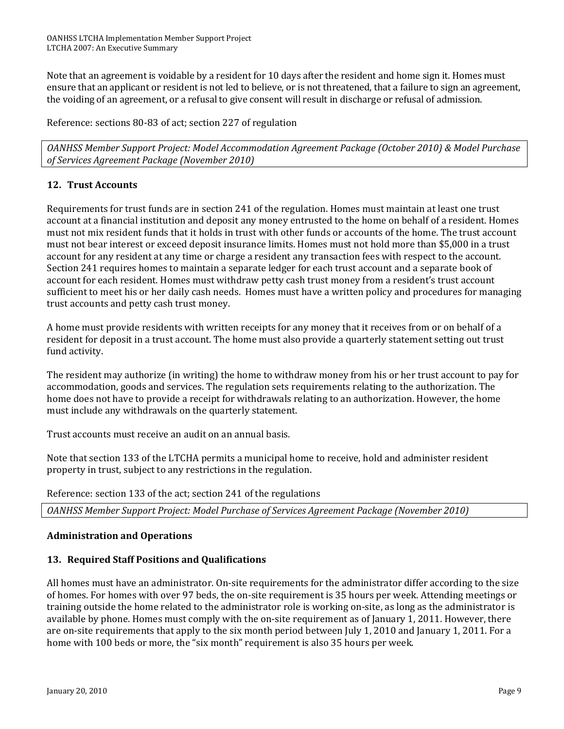Note that an agreement is voidable by a resident for 10 days after the resident and home sign it. Homes must ensure that an applicant or resident is not led to believe, or is not threatened, that a failure to sign an agreement, the voiding of an agreement, or a refusal to give consent will result in discharge or refusal of admission.

Reference: sections 80-83 of act; section 227 of regulation

*OANHSS Member Support Project: Model Accommodation Agreement Package (October 2010) & Model Purchase of Services Agreement Package (November 2010)*

### 12. Trust Accounts

Requirements for trust funds are in section 241 of the regulation. Homes must maintain at least one trust account at a financial institution and deposit any money entrusted to the home on behalf of a resident. Homes must not mix resident funds that it holds in trust with other funds or accounts of the home. The trust account must not bear interest or exceed deposit insurance limits. Homes must not hold more than $5,000 in a trust account for any resident at any time or charge a resident any transaction fees with respect to the account. Section 241 requires homes to maintain a separate ledger for each trust account and a separate book of account for each resident. Homes must withdraw petty cash trust money from a resident's trust account sufficient to meet his or her daily cash needs. Homes must have a written policy and procedures for managing trust accounts and petty cash trust money.

A home must provide residents with written receipts for any money that it receives from or on behalf of a resident for deposit in a trust account. The home must also provide a quarterly statement setting out trust fund activity.

The resident may authorize (in writing) the home to withdraw money from his or her trust account to pay for accommodation, goods and services. The regulation sets requirements relating to the authorization. The home does not have to provide a receipt for withdrawals relating to an authorization. However, the home must include any withdrawals on the quarterly statement.

Trust accounts must receive an audit on an annual basis.

Note that section 133 of the LTCHA permits a municipal home to receive, hold and administer resident property in trust, subject to any restrictions in the regulation.

Reference: section 133 of the act; section 241 of the regulations

*OANHSS Member Support Project: Model Purchase of Services Agreement Package (November 2010)*

## Administration and Operations

### 13. Required Staff Positions and Qualifications

All homes must have an administrator. On-site requirements for the administrator differ according to the size of homes. For homes with over 97 beds, the on-site requirement is 35 hours per week. Attending meetings or training outside the home related to the administrator role is working on-site, as long as the administrator is available by phone. Homes must comply with the on-site requirement as of January 1, 2011. However, there are on-site requirements that apply to the six month period between July 1, 2010 and January 1, 2011. For a home with 100 beds or more, the "six month" requirement is also 35 hours per week.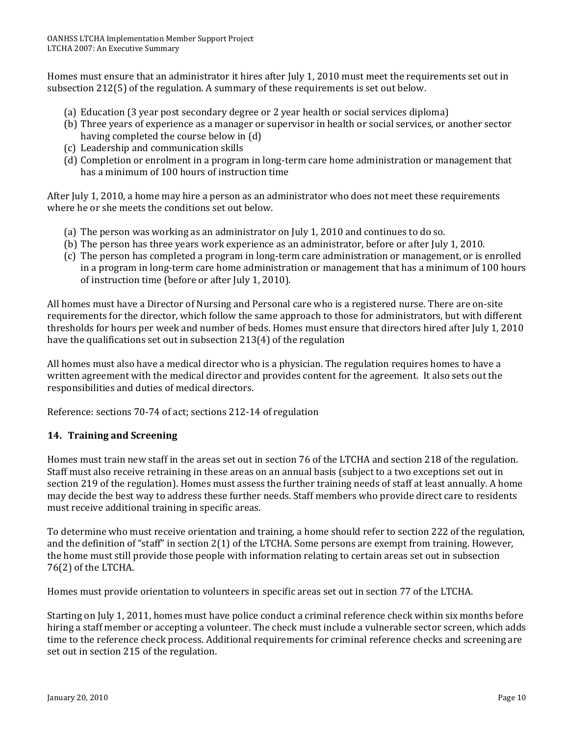Homes must ensure that an administrator it hires after July 1, 2010 must meet the requirements set out in subsection 212(5) of the regulation. A summary of these requirements is set out below.

(a) Education (3 year post secondary degree or 2 year health or social services diploma)
(b) Three years of experience as a manager or supervisor in health or social services, or another sector having completed the course below in (d)
(c) Leadership and communication skills
(d) Completion or enrolment in a program in long-term care home administration or management that has a minimum of 100 hours of instruction time

After July 1, 2010, a home may hire a person as an administrator who does not meet these requirements where he or she meets the conditions set out below.

(a) The person was working as an administrator on July 1, 2010 and continues to do so.
(b) The person has three years work experience as an administrator, before or after July 1, 2010.
(c) The person has completed a program in long-term care administration or management, or is enrolled in a program in long-term care home administration or management that has a minimum of 100 hours of instruction time (before or after July 1, 2010).

All homes must have a Director of Nursing and Personal care who is a registered nurse. There are on-site requirements for the director, which follow the same approach to those for administrators, but with different thresholds for hours per week and number of beds. Homes must ensure that directors hired after July 1, 2010 have the qualifications set out in subsection 213(4) of the regulation

All homes must also have a medical director who is a physician. The regulation requires homes to have a written agreement with the medical director and provides content for the agreement. It also sets out the responsibilities and duties of medical directors.

Reference: sections 70-74 of act; sections 212-14 of regulation

## 14. Training and Screening

Homes must train new staff in the areas set out in section 76 of the LTCHA and section 218 of the regulation. Staff must also receive retraining in these areas on an annual basis (subject to a two exceptions set out in section 219 of the regulation). Homes must assess the further training needs of staff at least annually. A home may decide the best way to address these further needs. Staff members who provide direct care to residents must receive additional training in specific areas.

To determine who must receive orientation and training, a home should refer to section 222 of the regulation, and the definition of "staff" in section 2(1) of the LTCHA. Some persons are exempt from training. However, the home must still provide those people with information relating to certain areas set out in subsection 76(2) of the LTCHA.

Homes must provide orientation to volunteers in specific areas set out in section 77 of the LTCHA.

Starting on July 1, 2011, homes must have police conduct a criminal reference check within six months before hiring a staff member or accepting a volunteer. The check must include a vulnerable sector screen, which adds time to the reference check process. Additional requirements for criminal reference checks and screening are set out in section 215 of the regulation.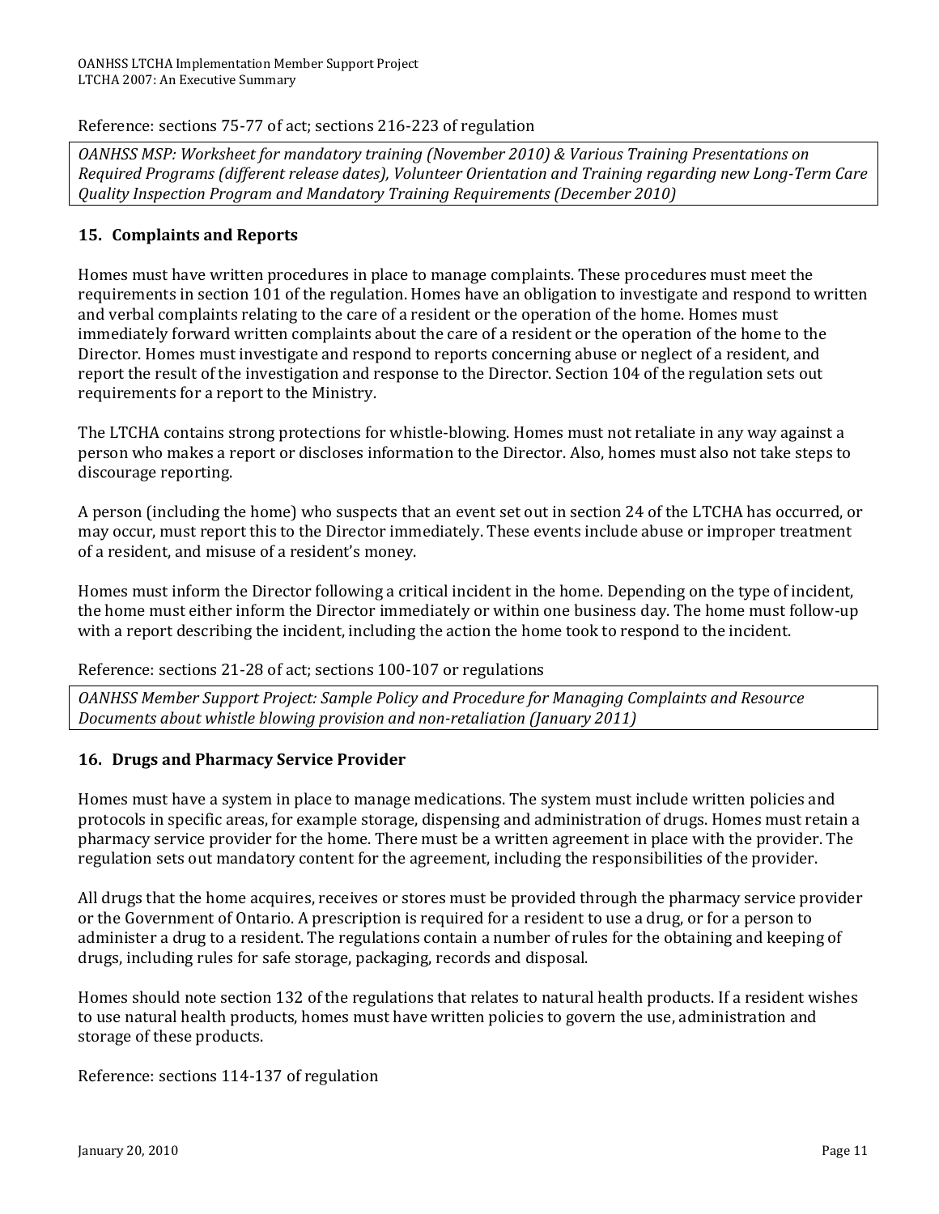Reference: sections 75-77 of act; sections 216-223 of regulation

*OANHSS MSP: Worksheet for mandatory training (November 2010) & Various Training Presentations on Required Programs (different release dates), Volunteer Orientation and Training regarding new Long-Term Care Quality Inspection Program and Mandatory Training Requirements (December 2010)*

## 15. Complaints and Reports

Homes must have written procedures in place to manage complaints. These procedures must meet the requirements in section 101 of the regulation. Homes have an obligation to investigate and respond to written and verbal complaints relating to the care of a resident or the operation of the home. Homes must immediately forward written complaints about the care of a resident or the operation of the home to the Director. Homes must investigate and respond to reports concerning abuse or neglect of a resident, and report the result of the investigation and response to the Director. Section 104 of the regulation sets out requirements for a report to the Ministry.

The LTCHA contains strong protections for whistle-blowing. Homes must not retaliate in any way against a person who makes a report or discloses information to the Director. Also, homes must also not take steps to discourage reporting.

A person (including the home) who suspects that an event set out in section 24 of the LTCHA has occurred, or may occur, must report this to the Director immediately. These events include abuse or improper treatment of a resident, and misuse of a resident's money.

Homes must inform the Director following a critical incident in the home. Depending on the type of incident, the home must either inform the Director immediately or within one business day. The home must follow-up with a report describing the incident, including the action the home took to respond to the incident.

Reference: sections 21-28 of act; sections 100-107 or regulations

*OANHSS Member Support Project: Sample Policy and Procedure for Managing Complaints and Resource Documents about whistle blowing provision and non-retaliation (January 2011)*

## 16. Drugs and Pharmacy Service Provider

Homes must have a system in place to manage medications. The system must include written policies and protocols in specific areas, for example storage, dispensing and administration of drugs. Homes must retain a pharmacy service provider for the home. There must be a written agreement in place with the provider. The regulation sets out mandatory content for the agreement, including the responsibilities of the provider.

All drugs that the home acquires, receives or stores must be provided through the pharmacy service provider or the Government of Ontario. A prescription is required for a resident to use a drug, or for a person to administer a drug to a resident. The regulations contain a number of rules for the obtaining and keeping of drugs, including rules for safe storage, packaging, records and disposal.

Homes should note section 132 of the regulations that relates to natural health products. If a resident wishes to use natural health products, homes must have written policies to govern the use, administration and storage of these products.

Reference: sections 114-137 of regulation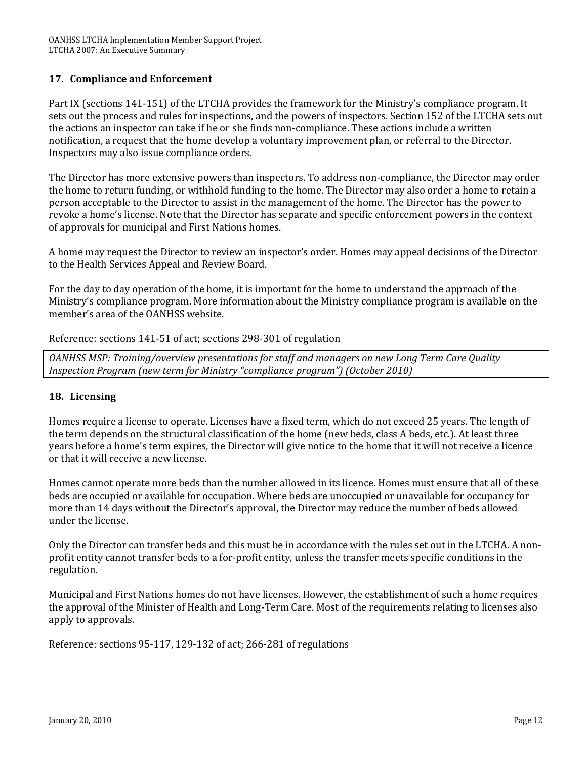## 17. Compliance and Enforcement

Part IX (sections 141-151) of the LTCHA provides the framework for the Ministry's compliance program. It sets out the process and rules for inspections, and the powers of inspectors. Section 152 of the LTCHA sets out the actions an inspector can take if he or she finds non-compliance. These actions include a written notification, a request that the home develop a voluntary improvement plan, or referral to the Director. Inspectors may also issue compliance orders.

The Director has more extensive powers than inspectors. To address non-compliance, the Director may order the home to return funding, or withhold funding to the home. The Director may also order a home to retain a person acceptable to the Director to assist in the management of the home. The Director has the power to revoke a home's license. Note that the Director has separate and specific enforcement powers in the context of approvals for municipal and First Nations homes.

A home may request the Director to review an inspector's order. Homes may appeal decisions of the Director to the Health Services Appeal and Review Board.

For the day to day operation of the home, it is important for the home to understand the approach of the Ministry's compliance program. More information about the Ministry compliance program is available on the member's area of the OANHSS website.

Reference: sections 141-51 of act; sections 298-301 of regulation

*OANHSS MSP: Training/overview presentations for staff and managers on new Long Term Care Quality Inspection Program (new term for Ministry "compliance program") (October 2010)*

## 18. Licensing

Homes require a license to operate. Licenses have a fixed term, which do not exceed 25 years. The length of the term depends on the structural classification of the home (new beds, class A beds, etc.). At least three years before a home's term expires, the Director will give notice to the home that it will not receive a licence or that it will receive a new license.

Homes cannot operate more beds than the number allowed in its licence. Homes must ensure that all of these beds are occupied or available for occupation. Where beds are unoccupied or unavailable for occupancy for more than 14 days without the Director's approval, the Director may reduce the number of beds allowed under the license.

Only the Director can transfer beds and this must be in accordance with the rules set out in the LTCHA. A non-profit entity cannot transfer beds to a for-profit entity, unless the transfer meets specific conditions in the regulation.

Municipal and First Nations homes do not have licenses. However, the establishment of such a home requires the approval of the Minister of Health and Long-Term Care. Most of the requirements relating to licenses also apply to approvals.

Reference: sections 95-117, 129-132 of act; 266-281 of regulations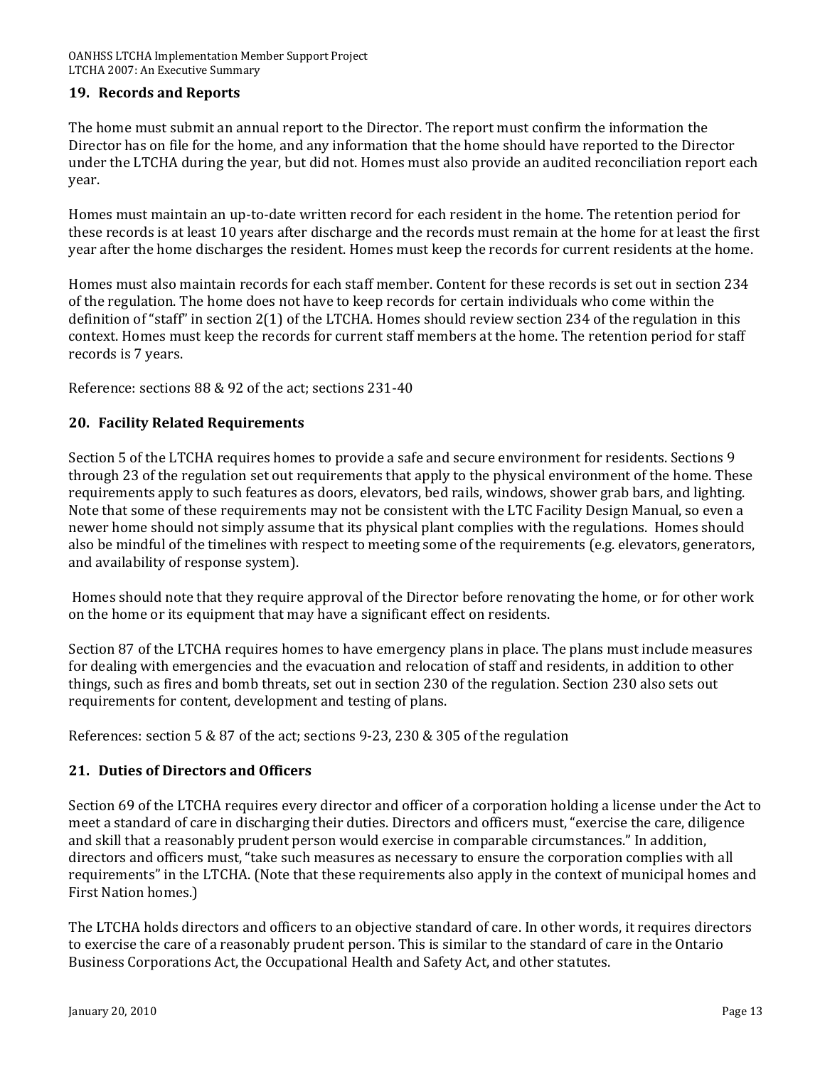## 19. Records and Reports

The home must submit an annual report to the Director. The report must confirm the information the Director has on file for the home, and any information that the home should have reported to the Director under the LTCHA during the year, but did not. Homes must also provide an audited reconciliation report each year.

Homes must maintain an up-to-date written record for each resident in the home. The retention period for these records is at least 10 years after discharge and the records must remain at the home for at least the first year after the home discharges the resident. Homes must keep the records for current residents at the home.

Homes must also maintain records for each staff member. Content for these records is set out in section 234 of the regulation. The home does not have to keep records for certain individuals who come within the definition of "staff" in section 2(1) of the LTCHA. Homes should review section 234 of the regulation in this context. Homes must keep the records for current staff members at the home. The retention period for staff records is 7 years.

Reference: sections 88 & 92 of the act; sections 231-40

## 20. Facility Related Requirements

Section 5 of the LTCHA requires homes to provide a safe and secure environment for residents. Sections 9 through 23 of the regulation set out requirements that apply to the physical environment of the home. These requirements apply to such features as doors, elevators, bed rails, windows, shower grab bars, and lighting. Note that some of these requirements may not be consistent with the LTC Facility Design Manual, so even a newer home should not simply assume that its physical plant complies with the regulations. Homes should also be mindful of the timelines with respect to meeting some of the requirements (e.g. elevators, generators, and availability of response system).

Homes should note that they require approval of the Director before renovating the home, or for other work on the home or its equipment that may have a significant effect on residents.

Section 87 of the LTCHA requires homes to have emergency plans in place. The plans must include measures for dealing with emergencies and the evacuation and relocation of staff and residents, in addition to other things, such as fires and bomb threats, set out in section 230 of the regulation. Section 230 also sets out requirements for content, development and testing of plans.

References: section 5 & 87 of the act; sections 9-23, 230 & 305 of the regulation

## 21. Duties of Directors and Officers

Section 69 of the LTCHA requires every director and officer of a corporation holding a license under the Act to meet a standard of care in discharging their duties. Directors and officers must, "exercise the care, diligence and skill that a reasonably prudent person would exercise in comparable circumstances." In addition, directors and officers must, "take such measures as necessary to ensure the corporation complies with all requirements" in the LTCHA. (Note that these requirements also apply in the context of municipal homes and First Nation homes.)

The LTCHA holds directors and officers to an objective standard of care. In other words, it requires directors to exercise the care of a reasonably prudent person. This is similar to the standard of care in the Ontario Business Corporations Act, the Occupational Health and Safety Act, and other statutes.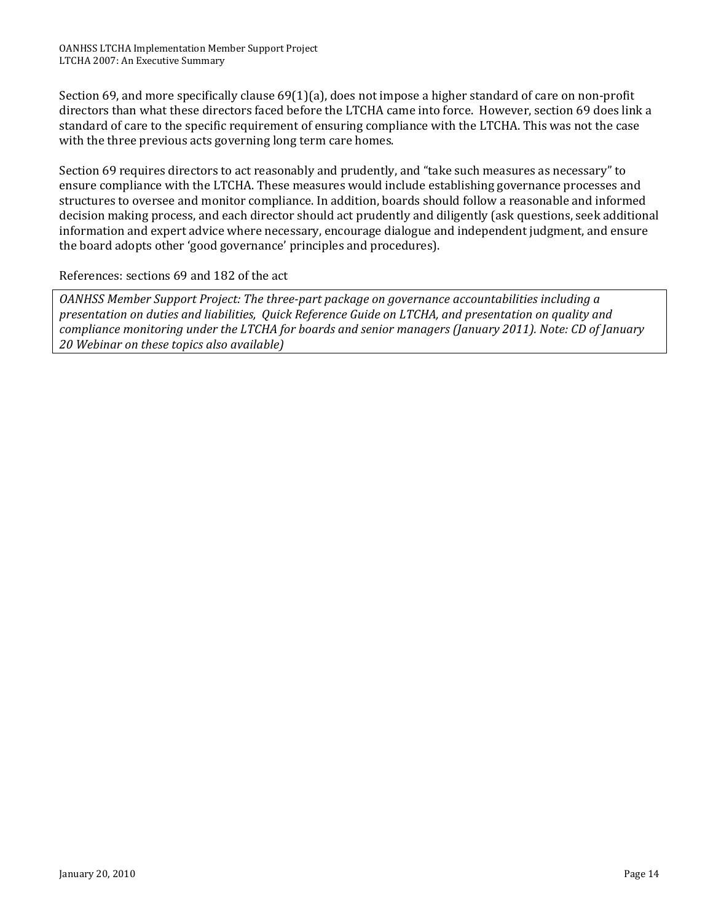Section 69, and more specifically clause 69(1)(a), does not impose a higher standard of care on non-profit directors than what these directors faced before the LTCHA came into force. However, section 69 does link a standard of care to the specific requirement of ensuring compliance with the LTCHA. This was not the case with the three previous acts governing long term care homes.

Section 69 requires directors to act reasonably and prudently, and "take such measures as necessary" to ensure compliance with the LTCHA. These measures would include establishing governance processes and structures to oversee and monitor compliance. In addition, boards should follow a reasonable and informed decision making process, and each director should act prudently and diligently (ask questions, seek additional information and expert advice where necessary, encourage dialogue and independent judgment, and ensure the board adopts other 'good governance' principles and procedures).

References: sections 69 and 182 of the act

*OANHSS Member Support Project: The three-part package on governance accountabilities including a presentation on duties and liabilities, Quick Reference Guide on LTCHA, and presentation on quality and compliance monitoring under the LTCHA for boards and senior managers (January 2011). Note: CD of January 20 Webinar on these topics also available)*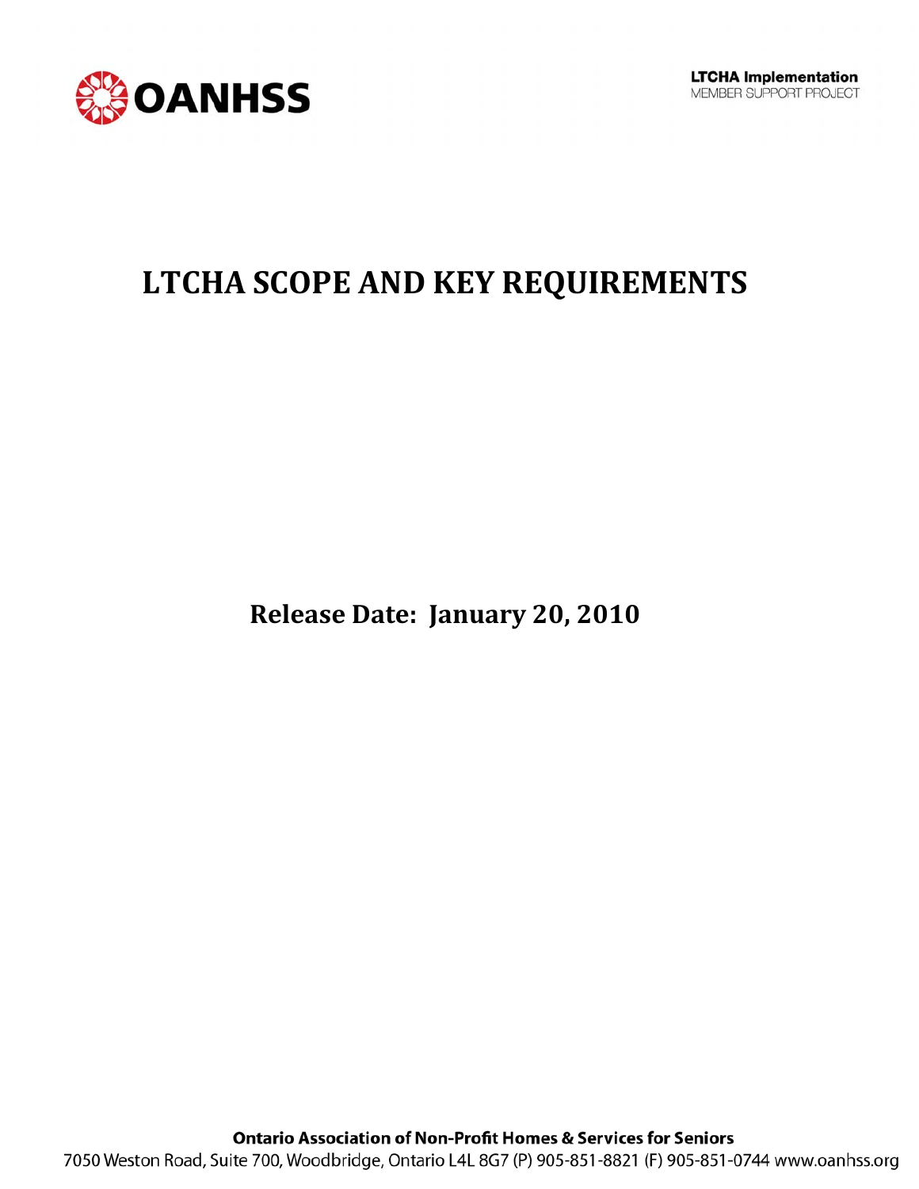OANHSS

**LTCHA Implementation**
MEMBER SUPPORT PROJECT

# LTCHA SCOPE AND KEY REQUIREMENTS

**Release Date: January 20, 2010**

**Ontario Association of Non-Profit Homes & Services for Seniors**

7050 Weston Road, Suite 700, Woodbridge, Ontario L4L 8G7 (P) 905-851-8821 (F) 905-851-0744 www.oanhss.org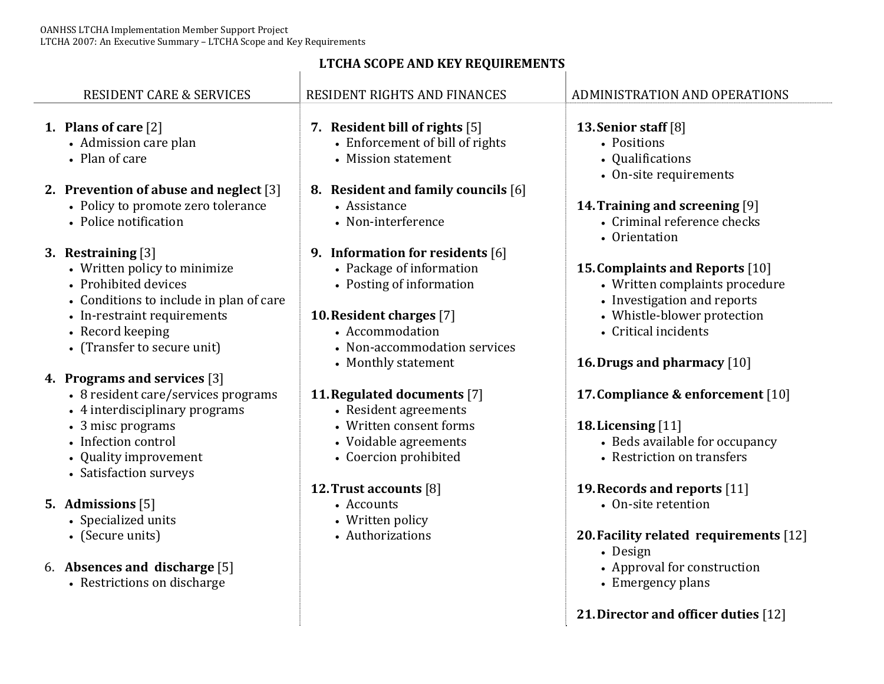# LTCHA SCOPE AND KEY REQUIREMENTS

## RESIDENT CARE & SERVICES

1. **Plans of care** [2]
   - Admission care plan
   - Plan of care

2. **Prevention of abuse and neglect** [3]
   - Policy to promote zero tolerance
   - Police notification

3. **Restraining** [3]
   - Written policy to minimize
   - Prohibited devices
   - Conditions to include in plan of care
   - In-restraint requirements
   - Record keeping
   - (Transfer to secure unit)

4. **Programs and services** [3]
   - 8 resident care/services programs
   - 4 interdisciplinary programs
   - 3 misc programs
   - Infection control
   - Quality improvement
   - Satisfaction surveys

5. **Admissions** [5]
   - Specialized units
   - (Secure units)

6. **Absences and discharge** [5]
   - Restrictions on discharge

## RESIDENT RIGHTS AND FINANCES

7. **Resident bill of rights** [5]
   - Enforcement of bill of rights
   - Mission statement

8. **Resident and family councils** [6]
   - Assistance
   - Non-interference

9. **Information for residents** [6]
   - Package of information
   - Posting of information

10. **Resident charges** [7]
    - Accommodation
    - Non-accommodation services
    - Monthly statement

11. **Regulated documents** [7]
    - Resident agreements
    - Written consent forms
    - Voidable agreements
    - Coercion prohibited

12. **Trust accounts** [8]
    - Accounts
    - Written policy
    - Authorizations

## ADMINISTRATION AND OPERATIONS

13. **Senior staff** [8]
    - Positions
    - Qualifications
    - On-site requirements

14. **Training and screening** [9]
    - Criminal reference checks
    - Orientation

15. **Complaints and Reports** [10]
    - Written complaints procedure
    - Investigation and reports
    - Whistle-blower protection
    - Critical incidents

16. **Drugs and pharmacy** [10]

17. **Compliance & enforcement** [10]

18. **Licensing** [11]
    - Beds available for occupancy
    - Restriction on transfers

19. **Records and reports** [11]
    - On-site retention

20. **Facility related requirements** [12]
    - Design
    - Approval for construction
    - Emergency plans

21. **Director and officer duties** [12]